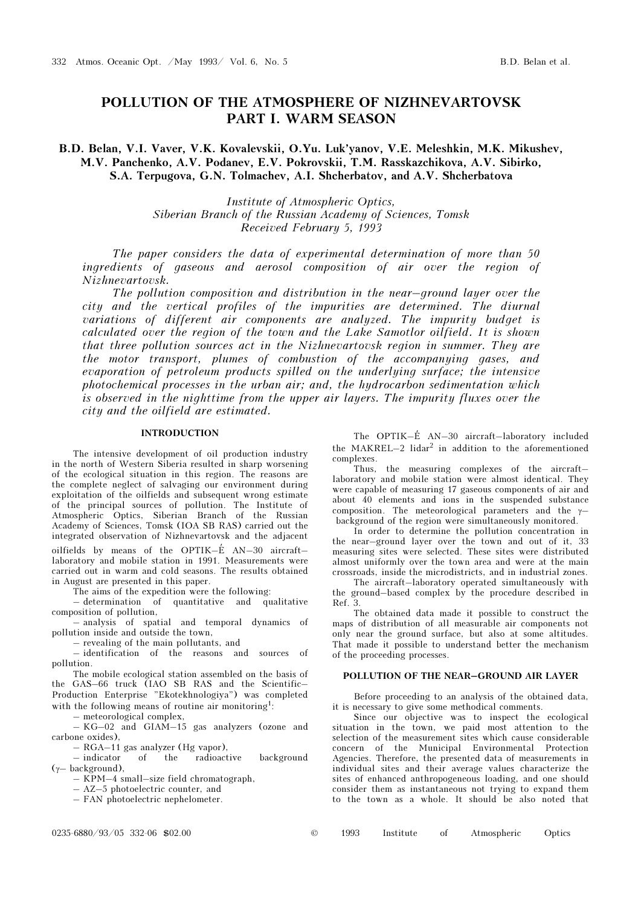# POLLUTION OF THE ATMOSPHERE OF NIZHNEVARTOVSK PART I. WARM SEASON

**B.D. Belan, V.I. Vaver, V.K. Kovalevskii, O.Yu. Luk'yanov, V.E. Meleshkin, M.K. Mikushev, M.V. Panchenko, A.V. Podanev, E.V. Pokrovskii, T.M. Rasskazchikova, A.V. Sibirko, S.A. Terpugova, G.N. Tolmachev, A.I. Shcherbatov, and A.V. Shcherbatova**

*Institute of Atmospheric Optics, Siberian Branch of the Russian Academy of Sciences, Tomsk*
*Received February 5, 1993*

*The paper considers the data of experimental determination of more than 50 ingredients of gaseous and aerosol composition of air over the region of Nizhnevartovsk.*

*The pollution composition and distribution in the near–ground layer over the city and the vertical profiles of the impurities are determined. The diurnal variations of different air components are analyzed. The impurity budget is calculated over the region of the town and the Lake Samotlor oilfield. It is shown that three pollution sources act in the Nizhnevartovsk region in summer. They are the motor transport, plumes of combustion of the accompanying gases, and evaporation of petroleum products spilled on the underlying surface; the intensive photochemical processes in the urban air; and, the hydrocarbon sedimentation which is observed in the nighttime from the upper air layers. The impurity fluxes over the city and the oilfield are estimated.*

## INTRODUCTION

The intensive development of oil production industry in the north of Western Siberia resulted in sharp worsening of the ecological situation in this region. The reasons are the complete neglect of salvaging our environment during exploitation of the oilfields and subsequent wrong estimate of the principal sources of pollution. The Institute of Atmospheric Optics, Siberian Branch of the Russian Academy of Sciences, Tomsk (IOA SB RAS) carried out the integrated observation of Nizhnevartovsk and the adjacent oilfields by means of the OPTIK–É AN–30 aircraft–laboratory and mobile station in 1991. Measurements were carried out in warm and cold seasons. The results obtained in August are presented in this paper.

The aims of the expedition were the following:

– determination of quantitative and qualitative composition of pollution,

– analysis of spatial and temporal dynamics of pollution inside and outside the town,

– revealing of the main pollutants, and

– identification of the reasons and sources of pollution.

The mobile ecological station assembled on the basis of the GAS–66 truck (IAO SB RAS and the Scientific–Production Enterprise "Ekotekhnologiya") was completed with the following means of routine air monitoring[1]:

– meteorological complex,

– KG–02 and GIAM–15 gas analyzers (ozone and carbone oxides),

– RGA–11 gas analyzer (Hg vapor),

– indicator of the radioactive background ($\gamma$– background),

– KPM–4 small–size field chromatograph,

– AZ–5 photoelectric counter, and

– FAN photoelectric nephelometer.

The OPTIK–É AN–30 aircraft–laboratory included the MAKREL–2 lidar[2] in addition to the aforementioned complexes.

Thus, the measuring complexes of the aircraft–laboratory and mobile station were almost identical. They were capable of measuring 17 gaseous components of air and about 40 elements and ions in the suspended substance composition. The meteorological parameters and the $\gamma$–background of the region were simultaneously monitored.

In order to determine the pollution concentration in the near–ground layer over the town and out of it, 33 measuring sites were selected. These sites were distributed almost uniformly over the town area and were at the main crossroads, inside the microdistricts, and in industrial zones.

The aircraft–laboratory operated simultaneously with the ground–based complex by the procedure described in Ref. 3.

The obtained data made it possible to construct the maps of distribution of all measurable air components not only near the ground surface, but also at some altitudes. That made it possible to understand better the mechanism of the proceeding processes.

## POLLUTION OF THE NEAR–GROUND AIR LAYER

Before proceeding to an analysis of the obtained data, it is necessary to give some methodical comments.

Since our objective was to inspect the ecological situation in the town, we paid most attention to the selection of the measurement sites which cause considerable concern of the Municipal Environmental Protection Agencies. Therefore, the presented data of measurements in individual sites and their average values characterize the sites of enhanced anthropogeneous loading, and one should consider them as instantaneous not trying to expand them to the town as a whole. It should be also noted that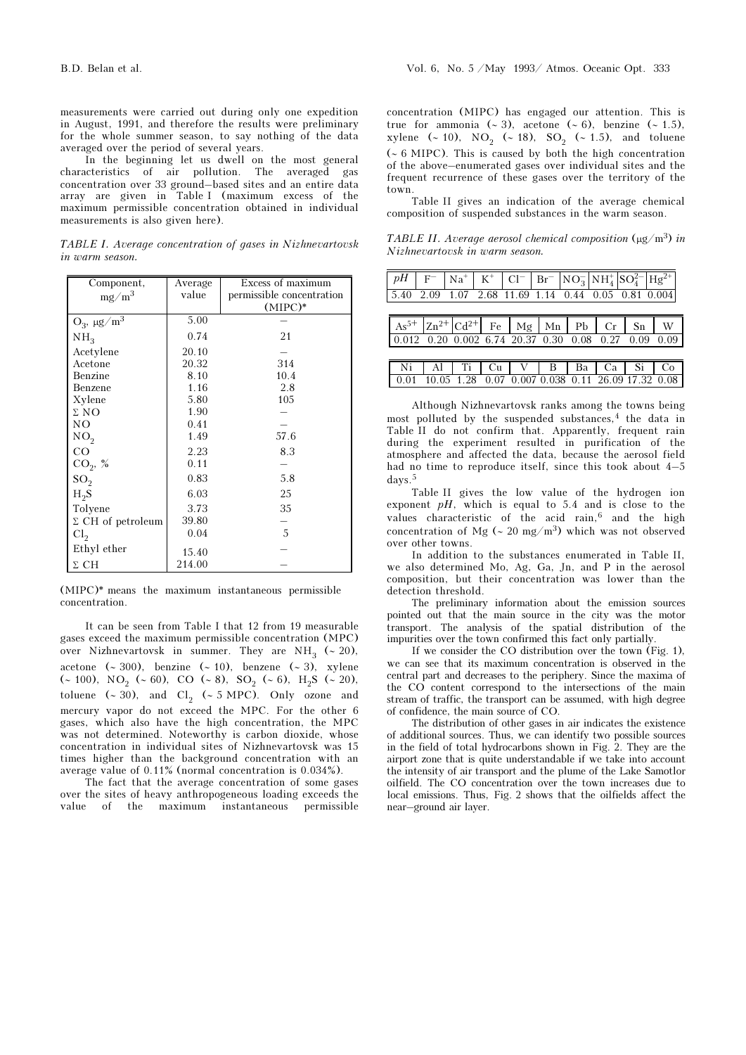measurements were carried out during only one expedition in August, 1991, and therefore the results were preliminary for the whole summer season, to say nothing of the data averaged over the period of several years.

In the beginning let us dwell on the most general characteristics of air pollution. The averaged gas concentration over 33 ground–based sites and an entire data array are given in Table I (maximum excess of the maximum permissible concentration obtained in individual measurements is also given here).

*TABLE I. Average concentration of gases in Nizhnevartovsk in warm season.*

| Component, $mg/m^3$ | Average value | Excess of maximum permissible concentration (MIPC)* |
|---|---|---|
| $O_3$, $\mu g/m^3$ | 5.00 | – |
| $NH_3$ | 0.74 | 21 |
| Acetylene | 20.10 | – |
| Acetone | 20.32 | 314 |
| Benzine | 8.10 | 10.4 |
| Benzene | 1.16 | 2.8 |
| Xylene | 5.80 | 105 |
| Σ NO | 1.90 | – |
| NO | 0.41 | – |
| $NO_2$ | 1.49 | 57.6 |
| CO | 2.23 | 8.3 |
| $CO_2$, % | 0.11 | – |
| $SO_2$ | 0.83 | 5.8 |
| $H_2S$ | 6.03 | 25 |
| Tolyene | 3.73 | 35 |
| Σ CH of petroleum | 39.80 | – |
| $Cl_2$ | 0.04 | 5 |
| Ethyl ether | 15.40 | – |
| Σ CH | 214.00 | – |

(MIPC)* means the maximum instantaneous permissible concentration.

It can be seen from Table I that 12 from 19 measurable gases exceed the maximum permissible concentration (MPC) over Nizhnevartovsk in summer. They are $NH_3$ (~ 20), acetone (~ 300), benzine (~ 10), benzene (~ 3), xylene (~ 100), $NO_2$ (~ 60), CO (~ 8), $SO_2$ (~ 6), $H_2S$ (~ 20), toluene (~ 30), and $Cl_2$ (~ 5 MPC). Only ozone and mercury vapor do not exceed the MPC. For the other 6 gases, which also have the high concentration, the MPC was not determined. Noteworthy is carbon dioxide, whose concentration in individual sites of Nizhnevartovsk was 15 times higher than the background concentration with an average value of 0.11% (normal concentration is 0.034%).

The fact that the average concentration of some gases over the sites of heavy anthropogeneous loading exceeds the value of the maximum instantaneous permissible concentration (MIPC) has engaged our attention. This is true for ammonia (~ 3), acetone (~ 6), benzine (~ 1.5), xylene (~ 10), $NO_2$ (~ 18), $SO_2$ (~ 1.5), and toluene (~ 6 MIPC). This is caused by both the high concentration of the above–enumerated gases over individual sites and the frequent recurrence of these gases over the territory of the town.

Table II gives an indication of the average chemical composition of suspended substances in the warm season.

*TABLE II. Average aerosol chemical composition ($\mu g/m^3$) in Nizhnevartovsk in warm season.*

| $pH$ | $F^-$ | $Na^+$ | $K^+$ | $Cl^-$ | $Br^-$ | $NO_3^-$ | $NH_4^+$ | $SO_4^{2-}$ | $Hg^{2+}$ |
|---|---|---|---|---|---|---|---|---|---|
| 5.40 | 2.09 | 1.07 | 2.68 | 11.69 | 1.14 | 0.44 | 0.05 | 0.81 | 0.004 |
| $As^{5+}$ | $Zn^{2+}$ | $Cd^{2+}$ | Fe | Mg | Mn | Pb | Cr | Sn | W |
| 0.012 | 0.20 | 0.002 | 6.74 | 20.37 | 0.30 | 0.08 | 0.27 | 0.09 | 0.09 |
| Ni | Al | Ti | Cu | V | B | Ba | Ca | Si | Co |
| 0.01 | 10.05 | 1.28 | 0.07 | 0.007 | 0.038 | 0.11 | 26.09 | 17.32 | 0.08 |

Although Nizhnevartovsk ranks among the towns being most polluted by the suspended substances,[4] the data in Table II do not confirm that. Apparently, frequent rain during the experiment resulted in purification of the atmosphere and affected the data, because the aerosol field had no time to reproduce itself, since this took about 4–5 days.[5]

Table II gives the low value of the hydrogen ion exponent $pH$, which is equal to 5.4 and is close to the values characteristic of the acid rain,[6] and the high concentration of Mg (~ 20 $mg/m^3$) which was not observed over other towns.

In addition to the substances enumerated in Table II, we also determined Mo, Ag, Ga, Jn, and P in the aerosol composition, but their concentration was lower than the detection threshold.

The preliminary information about the emission sources pointed out that the main source in the city was the motor transport. The analysis of the spatial distribution of the impurities over the town confirmed this fact only partially.

If we consider the CO distribution over the town (Fig. 1), we can see that its maximum concentration is observed in the central part and decreases to the periphery. Since the maxima of the CO content correspond to the intersections of the main stream of traffic, the transport can be assumed, with high degree of confidence, the main source of CO.

The distribution of other gases in air indicates the existence of additional sources. Thus, we can identify two possible sources in the field of total hydrocarbons shown in Fig. 2. They are the airport zone that is quite understandable if we take into account the intensity of air transport and the plume of the Lake Samotlor oilfield. The CO concentration over the town increases due to local emissions. Thus, Fig. 2 shows that the oilfields affect the near–ground air layer.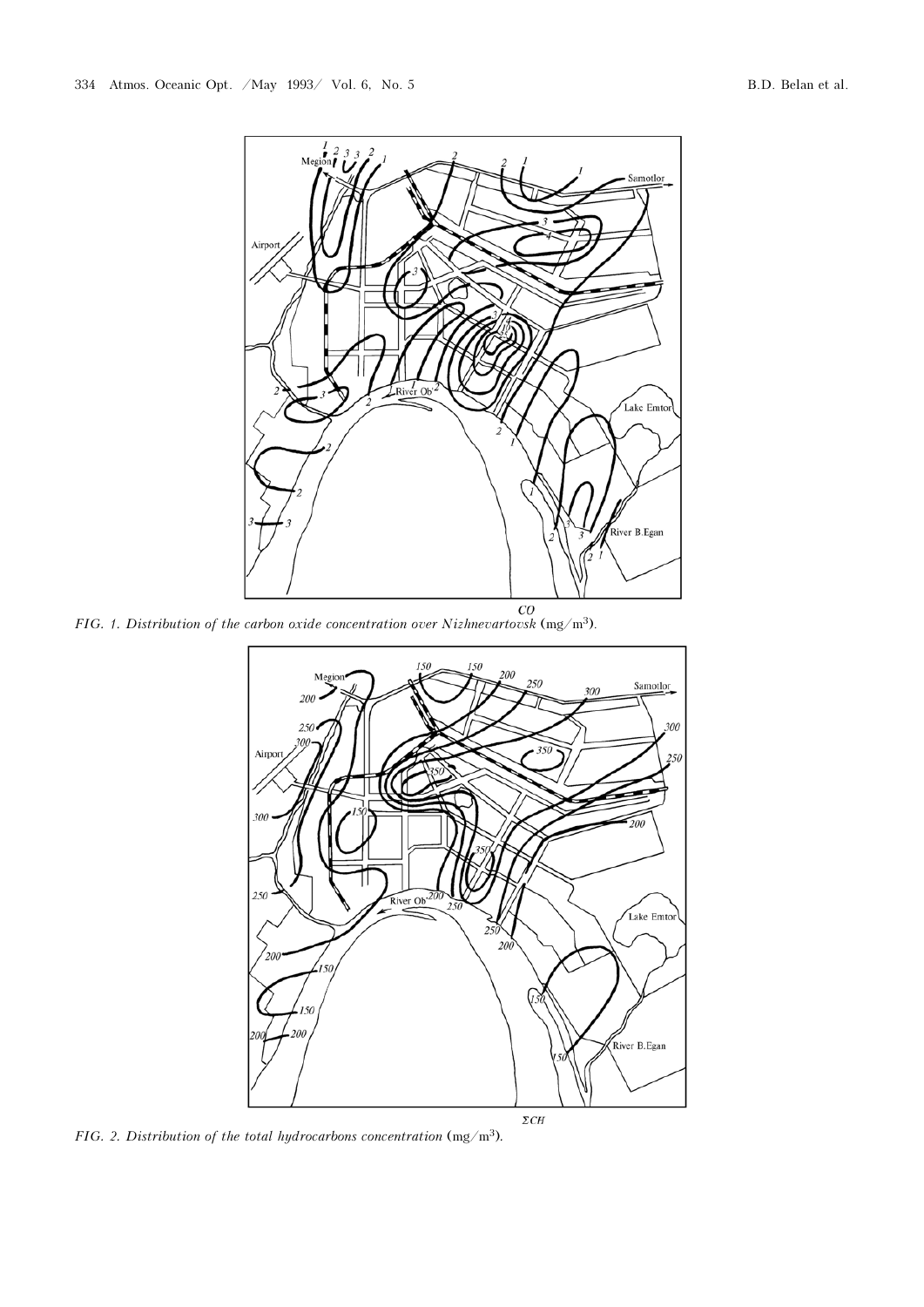FIG. 1. *Distribution of the carbon oxide concentration over Nizhnevartovsk* ($mg/m^3$).

FIG. 2. *Distribution of the total hydrocarbons concentration* ($mg/m^3$).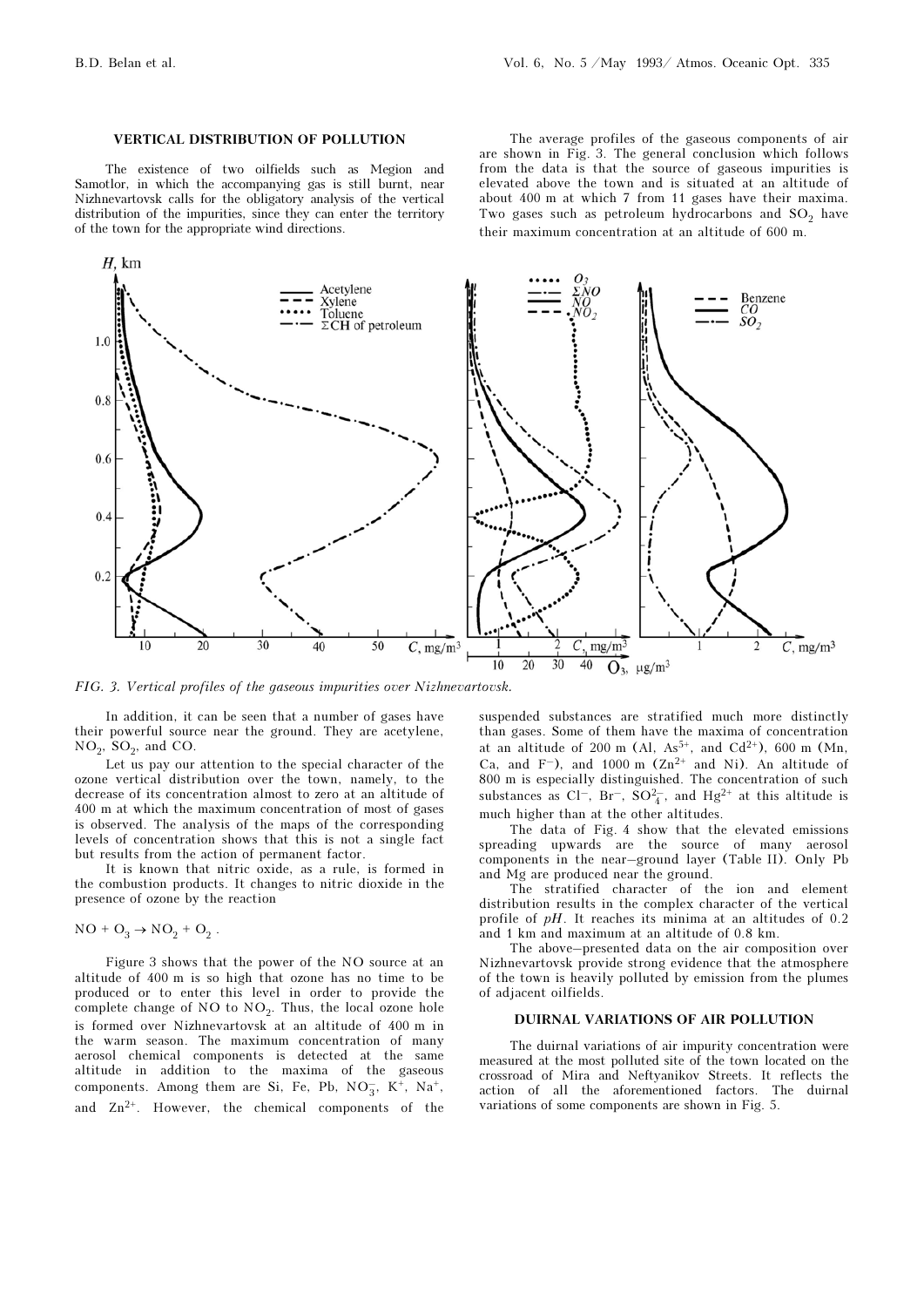## VERTICAL DISTRIBUTION OF POLLUTION

The existence of two oilfields such as Megion and Samotlor, in which the accompanying gas is still burnt, near Nizhnevartovsk calls for the obligatory analysis of the vertical distribution of the impurities, since they can enter the territory of the town for the appropriate wind directions.

The average profiles of the gaseous components of air are shown in Fig. 3. The general conclusion which follows from the data is that the source of gaseous impurities is elevated above the town and is situated at an altitude of about 400 m at which 7 from 11 gases have their maxima. Two gases such as petroleum hydrocarbons and $SO_2$ have their maximum concentration at an altitude of 600 m.

*FIG. 3. Vertical profiles of the gaseous impurities over Nizhnevartovsk.*

In addition, it can be seen that a number of gases have their powerful source near the ground. They are acetylene, $NO_2$, $SO_2$, and CO.

Let us pay our attention to the special character of the ozone vertical distribution over the town, namely, to the decrease of its concentration almost to zero at an altitude of 400 m at which the maximum concentration of most of gases is observed. The analysis of the maps of the corresponding levels of concentration shows that this is not a single fact but results from the action of permanent factor.

It is known that nitric oxide, as a rule, is formed in the combustion products. It changes to nitric dioxide in the presence of ozone by the reaction

$$NO + O_3 \rightarrow NO_2 + O_2 .$$

Figure 3 shows that the power of the NO source at an altitude of 400 m is so high that ozone has no time to be produced or to enter this level in order to provide the complete change of NO to $NO_2$. Thus, the local ozone hole is formed over Nizhnevartovsk at an altitude of 400 m in the warm season. The maximum concentration of many aerosol chemical components is detected at the same altitude in addition to the maxima of the gaseous components. Among them are Si, Fe, Pb, $NO_3^-$, $K^+$, $Na^+$, and $Zn^{2+}$. However, the chemical components of the suspended substances are stratified much more distinctly than gases. Some of them have the maxima of concentration at an altitude of 200 m (Al, $As^{5+}$, and $Cd^{2+}$), 600 m (Mn, Ca, and $F^-$), and 1000 m ($Zn^{2+}$ and Ni). An altitude of 800 m is especially distinguished. The concentration of such substances as $Cl^-$, $Br^-$, $SO_4^{2-}$, and $Hg^{2+}$ at this altitude is much higher than at the other altitudes.

The data of Fig. 4 show that the elevated emissions spreading upwards are the source of many aerosol components in the near–ground layer (Table II). Only Pb and Mg are produced near the ground.

The stratified character of the ion and element distribution results in the complex character of the vertical profile of *pH*. It reaches its minima at an altitudes of 0.2 and 1 km and maximum at an altitude of 0.8 km.

The above–presented data on the air composition over Nizhnevartovsk provide strong evidence that the atmosphere of the town is heavily polluted by emission from the plumes of adjacent oilfields.

## DUIRNAL VARIATIONS OF AIR POLLUTION

The duirnal variations of air impurity concentration were measured at the most polluted site of the town located on the crossroad of Mira and Neftyanikov Streets. It reflects the action of all the aforementioned factors. The duirnal variations of some components are shown in Fig. 5.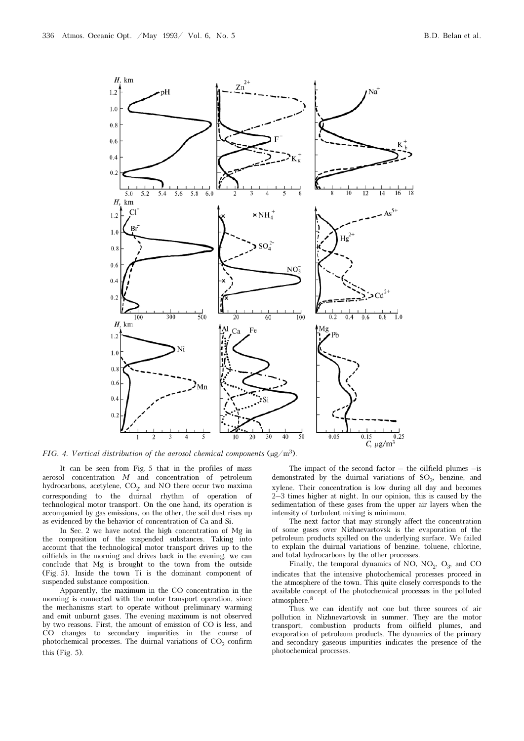FIG. 4. *Vertical distribution of the aerosol chemical components* (μg/m³).

It can be seen from Fig. 5 that in the profiles of mass aerosol concentration $M$ and concentration of petroleum hydrocarbons, acetylene, $CO_2$, and NO there occur two maxima corresponding to the duirnal rhythm of operation of technological motor transport. On the one hand, its operation is accompanied by gas emissions, on the other, the soil dust rises up as evidenced by the behavior of concentration of Ca and Si.

In Sec. 2 we have noted the high concentration of Mg in the composition of the suspended substances. Taking into account that the technological motor transport drives up to the oilfields in the morning and drives back in the evening, we can conclude that Mg is brought to the town from the outside (Fig. 5). Inside the town Ti is the dominant component of suspended substance composition.

Apparently, the maximum in the CO concentration in the morning is connected with the motor transport operation, since the mechanisms start to operate without preliminary warming and emit unburnt gases. The evening maximum is not observed by two reasons. First, the amount of emission of CO is less, and CO changes to secondary impurities in the course of photochemical processes. The duirnal variations of $CO_2$ confirm this (Fig. 5).

The impact of the second factor – the oilfield plumes –is demonstrated by the duirnal variations of $SO_2$, benzine, and xylene. Their concentration is low during all day and becomes 2–3 times higher at night. In our opinion, this is caused by the sedimentation of these gases from the upper air layers when the intensity of turbulent mixing is minimum.

The next factor that may strongly affect the concentration of some gases over Nizhnevartovsk is the evaporation of the petroleum products spilled on the underlying surface. We failed to explain the duirnal variations of benzine, toluene, chlorine, and total hydrocarbons by the other processes.

Finally, the temporal dynamics of NO, $NO_2$, $O_3$, and CO indicates that the intensive photochemical processes proceed in the atmosphere of the town. This quite closely corresponds to the available concept of the photochemical processes in the polluted atmosphere.[8]

Thus we can identify not one but three sources of air pollution in Nizhnevartovsk in summer. They are the motor transport, combustion products from oilfield plumes, and evaporation of petroleum products. The dynamics of the primary and secondary gaseous impurities indicates the presence of the photochemical processes.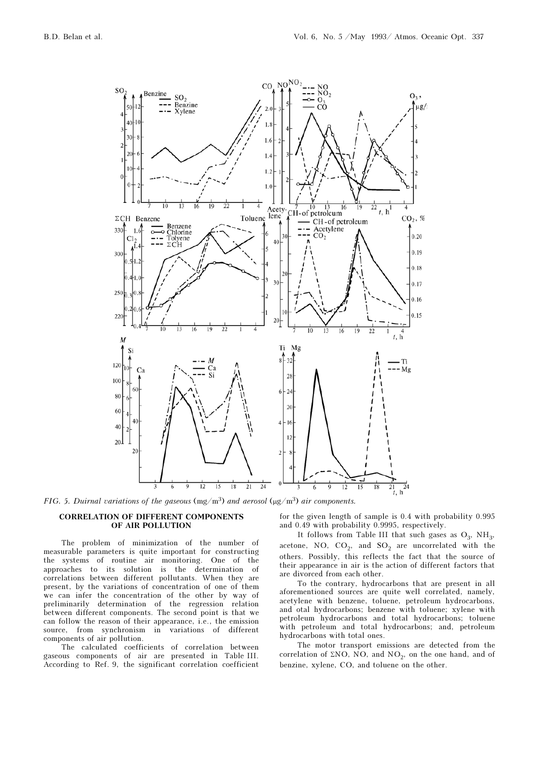*FIG. 5. Duirnal variations of the gaseous* (mg/m$^3$) *and aerosol* (μg/m$^3$) *air components.*

## CORRELATION OF DIFFERENT COMPONENTS OF AIR POLLUTION

The problem of minimization of the number of measurable parameters is quite important for constructing the systems of routine air monitoring. One of the approaches to its solution is the determination of correlations between different pollutants. When they are present, by the variations of concentration of one of them we can infer the concentration of the other by way of preliminarily determination of the regression relation between different components. The second point is that we can follow the reason of their appearance, i.e., the emission source, from synchronism in variations of different components of air pollution.

The calculated coefficients of correlation between gaseous components of air are presented in Table III. According to Ref. 9, the significant correlation coefficient for the given length of sample is 0.4 with probability 0.995 and 0.49 with probability 0.9995, respectively.

It follows from Table III that such gases as $O_3$, $NH_3$, acetone, NO, $CO_2$, and $SO_2$ are uncorrelated with the others. Possibly, this reflects the fact that the source of their appearance in air is the action of different factors that are divorced from each other.

To the contrary, hydrocarbons that are present in all aforementioned sources are quite well correlated, namely, acetylene with benzene, toluene, petroleum hydrocarbons, and otal hydrocarbons; benzene with toluene; xylene with petroleum hydrocarbons and total hydrocarbons; toluene with petroleum and total hydrocarbons; and, petroleum hydrocarbons with total ones.

The motor transport emissions are detected from the correlation of ΣNO, NO, and $NO_2$, on the one hand, and of benzine, xylene, CO, and toluene on the other.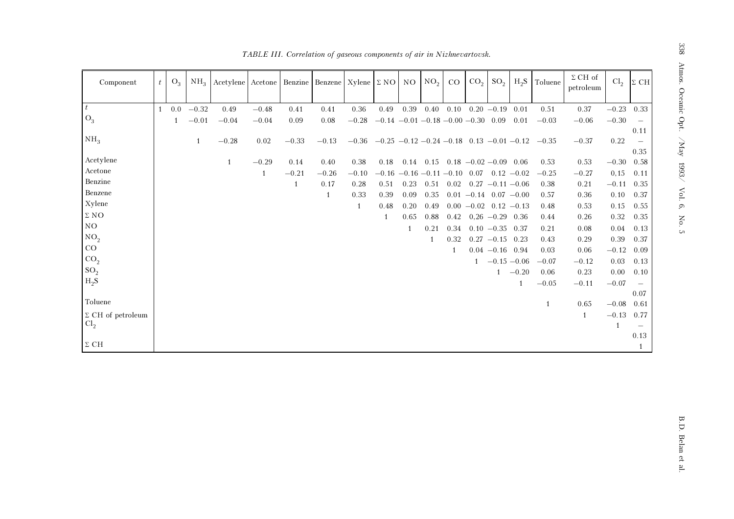*TABLE III. Correlation of gaseous components of air in Nizhnevartovsk.*

| Component | $t$ | $O_3$ | $NH_3$ | Acetylene | Acetone | Benzine | Benzene | Xylene | Σ NO | NO | $NO_2$ | CO | $CO_2$ | $SO_2$ | $H_2S$ | Toluene | Σ CH of petroleum | $Cl_2$ | Σ CH |
|---|---|---|---|---|---|---|---|---|---|---|---|---|---|---|---|---|---|---|---|
| $t$ | 1 | 0.0 | −0.32 | 0.49 | −0.48 | 0.41 | 0.41 | 0.36 | 0.49 | 0.39 | 0.40 | 0.10 | 0.20 | −0.19 | 0.01 | 0.51 | 0.37 | −0.23 | 0.33 |
| $O_3$ | | 1 | −0.01 | −0.04 | −0.04 | 0.09 | 0.08 | −0.28 | −0.14 | −0.01 | −0.18 | −0.00 | −0.30 | 0.09 | 0.01 | −0.03 | −0.06 | −0.30 | −0.11 |
| $NH_3$ | | | 1 | −0.28 | 0.02 | −0.33 | −0.13 | −0.36 | −0.25 | −0.12 | −0.24 | −0.18 | 0.13 | −0.01 | −0.12 | −0.35 | −0.37 | 0.22 | −0.35 |
| Acetylene | | | | 1 | −0.29 | 0.14 | 0.40 | 0.38 | 0.18 | 0.14 | 0.15 | 0.18 | −0.02 | −0.09 | 0.06 | 0.53 | 0.53 | −0.30 | 0.58 |
| Acetone | | | | | 1 | −0.21 | −0.26 | −0.10 | −0.16 | −0.16 | −0.11 | −0.10 | 0.07 | 0.12 | −0.02 | −0.25 | −0.27 | 0,15 | 0.11 |
| Benzine | | | | | | 1 | 0.17 | 0.28 | 0.51 | 0.23 | 0.51 | 0.02 | 0.27 | −0.11 | −0.06 | 0.38 | 0.21 | −0.11 | 0.35 |
| Benzene | | | | | | | 1 | 0.33 | 0.39 | 0.09 | 0.35 | 0.01 | −0.14 | 0.07 | −0.00 | 0.57 | 0.36 | 0.10 | 0.37 |
| Xylene | | | | | | | | 1 | 0.48 | 0.20 | 0.49 | 0.00 | −0.02 | 0.12 | −0.13 | 0.48 | 0.53 | 0.15 | 0.55 |
| Σ NO | | | | | | | | | 1 | 0.65 | 0.88 | 0.42 | 0,26 | −0.29 | 0.36 | 0.44 | 0.26 | 0.32 | 0.35 |
| NO | | | | | | | | | | 1 | 0.21 | 0.34 | 0.10 | −0.35 | 0.37 | 0.21 | 0.08 | 0.04 | 0.13 |
| $NO_2$ | | | | | | | | | | | 1 | 0.32 | 0.27 | −0.15 | 0.23 | 0.43 | 0.29 | 0.39 | 0.37 |
| CO | | | | | | | | | | | | 1 | 0.04 | −0.16 | 0.94 | 0.03 | 0.06 | −0.12 | 0.09 |
| $CO_2$ | | | | | | | | | | | | | 1 | −0.15 | −0.06 | −0.07 | −0.12 | 0.03 | 0.13 |
| $SO_2$ | | | | | | | | | | | | | | 1 | −0.20 | 0.06 | 0.23 | 0.00 | 0.10 |
| $H_2S$ | | | | | | | | | | | | | | | 1 | −0.05 | −0.11 | −0.07 | −0.07 |
| Toluene | | | | | | | | | | | | | | | | 1 | 0.65 | −0.08 | 0.61 |
| Σ CH of petroleum | | | | | | | | | | | | | | | | | 1 | −0.13 | 0.77 |
| $Cl_2$ | | | | | | | | | | | | | | | | | | 1 | −0.13 |
| Σ CH | | | | | | | | | | | | | | | | | | | 1 |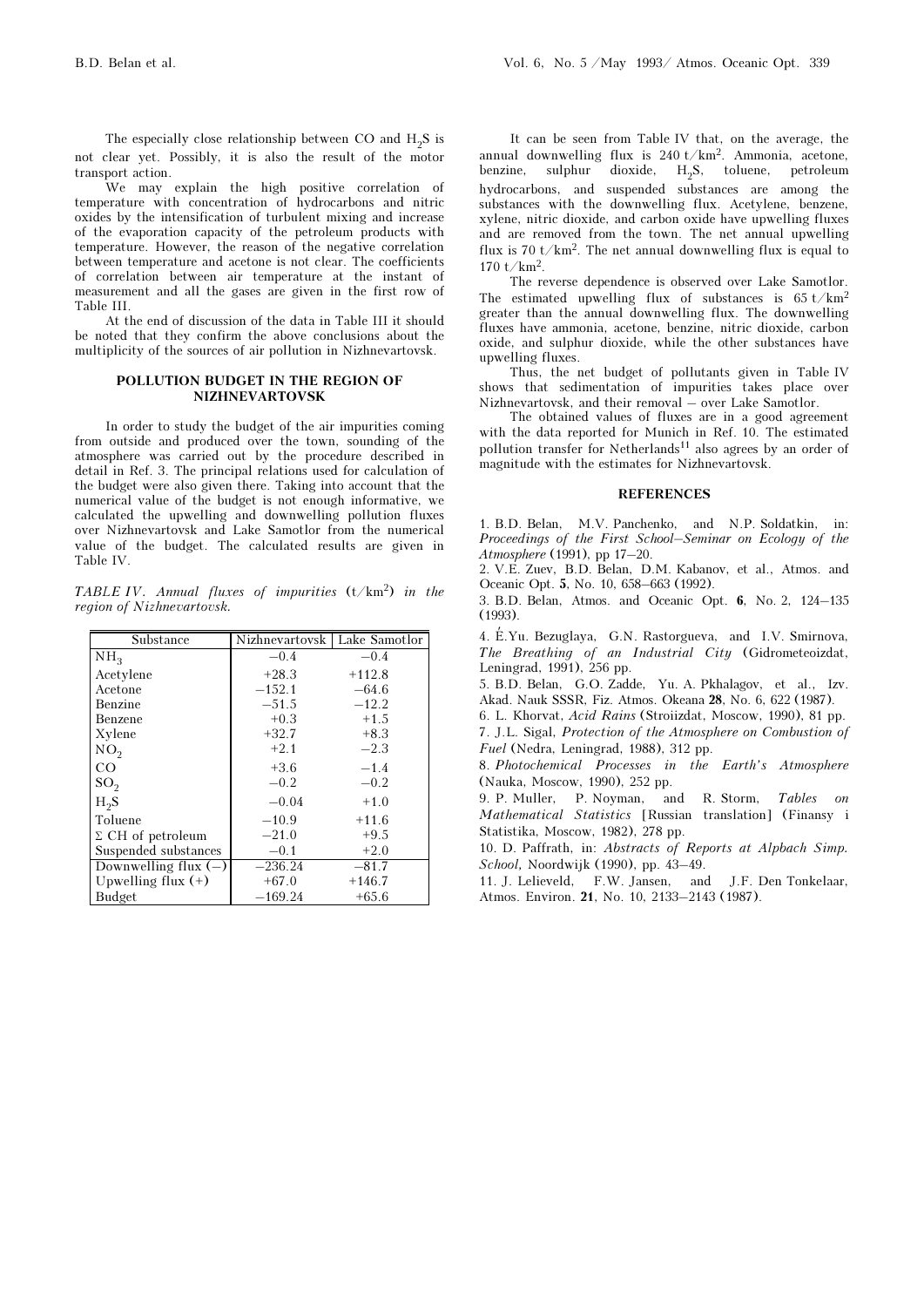The especially close relationship between CO and $H_2S$ is not clear yet. Possibly, it is also the result of the motor transport action.

We may explain the high positive correlation of temperature with concentration of hydrocarbons and nitric oxides by the intensification of turbulent mixing and increase of the evaporation capacity of the petroleum products with temperature. However, the reason of the negative correlation between temperature and acetone is not clear. The coefficients of correlation between air temperature at the instant of measurement and all the gases are given in the first row of Table III.

At the end of discussion of the data in Table III it should be noted that they confirm the above conclusions about the multiplicity of the sources of air pollution in Nizhnevartovsk.

## POLLUTION BUDGET IN THE REGION OF NIZHNEVARTOVSK

In order to study the budget of the air impurities coming from outside and produced over the town, sounding of the atmosphere was carried out by the procedure described in detail in Ref. 3. The principal relations used for calculation of the budget were also given there. Taking into account that the numerical value of the budget is not enough informative, we calculated the upwelling and downwelling pollution fluxes over Nizhnevartovsk and Lake Samotlor from the numerical value of the budget. The calculated results are given in Table IV.

*TABLE IV. Annual fluxes of impurities* ($t/km^2$) *in the region of Nizhnevartovsk.*

| Substance | Nizhnevartovsk | Lake Samotlor |
|---|---|---|
| $NH_3$ | $-0.4$ | $-0.4$ |
| Acetylene | $+28.3$ | $+112.8$ |
| Acetone | $-152.1$ | $-64.6$ |
| Benzine | $-51.5$ | $-12.2$ |
| Benzene | $+0.3$ | $+1.5$ |
| Xylene | $+32.7$ | $+8.3$ |
| $NO_2$ | $+2.1$ | $-2.3$ |
| CO | $+3.6$ | $-1.4$ |
| $SO_2$ | $-0.2$ | $-0.2$ |
| $H_2S$ | $-0.04$ | $+1.0$ |
| Toluene | $-10.9$ | $+11.6$ |
| $\Sigma$ CH of petroleum | $-21.0$ | $+9.5$ |
| Suspended substances | $-0.1$ | $+2.0$ |
| Downwelling flux (–) | $-236.24$ | $-81.7$ |
| Upwelling flux (+) | $+67.0$ | $+146.7$ |
| Budget | $-169.24$ | $+65.6$ |

It can be seen from Table IV that, on the average, the annual downwelling flux is 240 $t/km^2$. Ammonia, acetone, benzine, sulphur dioxide, $H_2S$, toluene, petroleum hydrocarbons, and suspended substances are among the substances with the downwelling flux. Acetylene, benzene, xylene, nitric dioxide, and carbon oxide have upwelling fluxes and are removed from the town. The net annual upwelling flux is 70 $t/km^2$. The net annual downwelling flux is equal to 170 $t/km^2$.

The reverse dependence is observed over Lake Samotlor. The estimated upwelling flux of substances is 65 $t/km^2$ greater than the annual downwelling flux. The downwelling fluxes have ammonia, acetone, benzine, nitric dioxide, carbon oxide, and sulphur dioxide, while the other substances have upwelling fluxes.

Thus, the net budget of pollutants given in Table IV shows that sedimentation of impurities takes place over Nizhnevartovsk, and their removal – over Lake Samotlor.

The obtained values of fluxes are in a good agreement with the data reported for Munich in Ref. 10. The estimated pollution transfer for Netherlands[11] also agrees by an order of magnitude with the estimates for Nizhnevartovsk.

## REFERENCES

1. B.D. Belan, M.V. Panchenko, and N.P. Soldatkin, in: *Proceedings of the First School–Seminar on Ecology of the Atmosphere* (1991), pp 17–20.
2. V.E. Zuev, B.D. Belan, D.M. Kabanov, et al., Atmos. and Oceanic Opt. **5**, No. 10, 658–663 (1992).
3. B.D. Belan, Atmos. and Oceanic Opt. **6**, No. 2, 124–135 (1993).
4. É.Yu. Bezuglaya, G.N. Rastorgueva, and I.V. Smirnova, *The Breathing of an Industrial City* (Gidrometeoizdat, Leningrad, 1991), 256 pp.
5. B.D. Belan, G.O. Zadde, Yu. A. Pkhalagov, et al., Izv. Akad. Nauk SSSR, Fiz. Atmos. Okeana **28**, No. 6, 622 (1987).
6. L. Khorvat, *Acid Rains* (Stroiizdat, Moscow, 1990), 81 pp.
7. J.L. Sigal, *Protection of the Atmosphere on Combustion of Fuel* (Nedra, Leningrad, 1988), 312 pp.
8. *Photochemical Processes in the Earth's Atmosphere* (Nauka, Moscow, 1990), 252 pp.
9. P. Muller, P. Noyman, and R. Storm, *Tables on Mathematical Statistics* [Russian translation] (Finansy i Statistika, Moscow, 1982), 278 pp.
10. D. Paffrath, in: *Abstracts of Reports at Alpbach Simp. School,* Noordwijk (1990), pp. 43–49.
11. J. Lelieveld, F.W. Jansen, and J.F. Den Tonkelaar, Atmos. Environ. **21**, No. 10, 2133–2143 (1987).